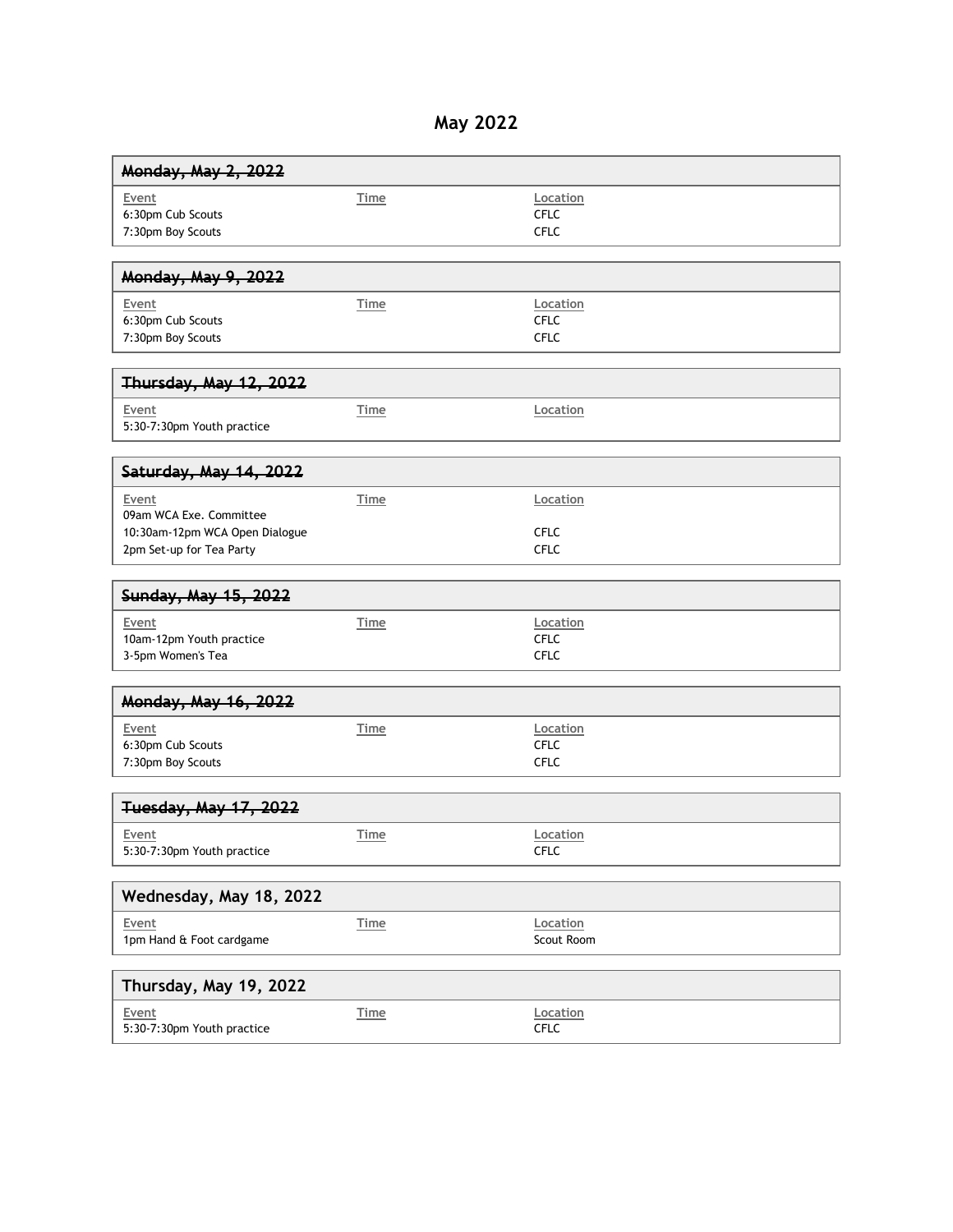# May 2022

| ~~Monday, May 2, 2022~~ | | |
|---|---|---|
| Event | Time | Location |
| 6:30pm Cub Scouts | | CFLC |
| 7:30pm Boy Scouts | | CFLC |

| ~~Monday, May 9, 2022~~ | | |
|---|---|---|
| Event | Time | Location |
| 6:30pm Cub Scouts | | CFLC |
| 7:30pm Boy Scouts | | CFLC |

| ~~Thursday, May 12, 2022~~ | | |
|---|---|---|
| Event | Time | Location |
| 5:30-7:30pm Youth practice | | |

| ~~Saturday, May 14, 2022~~ | | |
|---|---|---|
| Event | Time | Location |
| 09am WCA Exe. Committee | | |
| 10:30am-12pm WCA Open Dialogue | | CFLC |
| 2pm Set-up for Tea Party | | CFLC |

| ~~Sunday, May 15, 2022~~ | | |
|---|---|---|
| Event | Time | Location |
| 10am-12pm Youth practice | | CFLC |
| 3-5pm Women's Tea | | CFLC |

| ~~Monday, May 16, 2022~~ | | |
|---|---|---|
| Event | Time | Location |
| 6:30pm Cub Scouts | | CFLC |
| 7:30pm Boy Scouts | | CFLC |

| ~~Tuesday, May 17, 2022~~ | | |
|---|---|---|
| Event | Time | Location |
| 5:30-7:30pm Youth practice | | CFLC |

| Wednesday, May 18, 2022 | | |
|---|---|---|
| Event | Time | Location |
| 1pm Hand & Foot cardgame | | Scout Room |

| Thursday, May 19, 2022 | | |
|---|---|---|
| Event | Time | Location |
| 5:30-7:30pm Youth practice | | CFLC |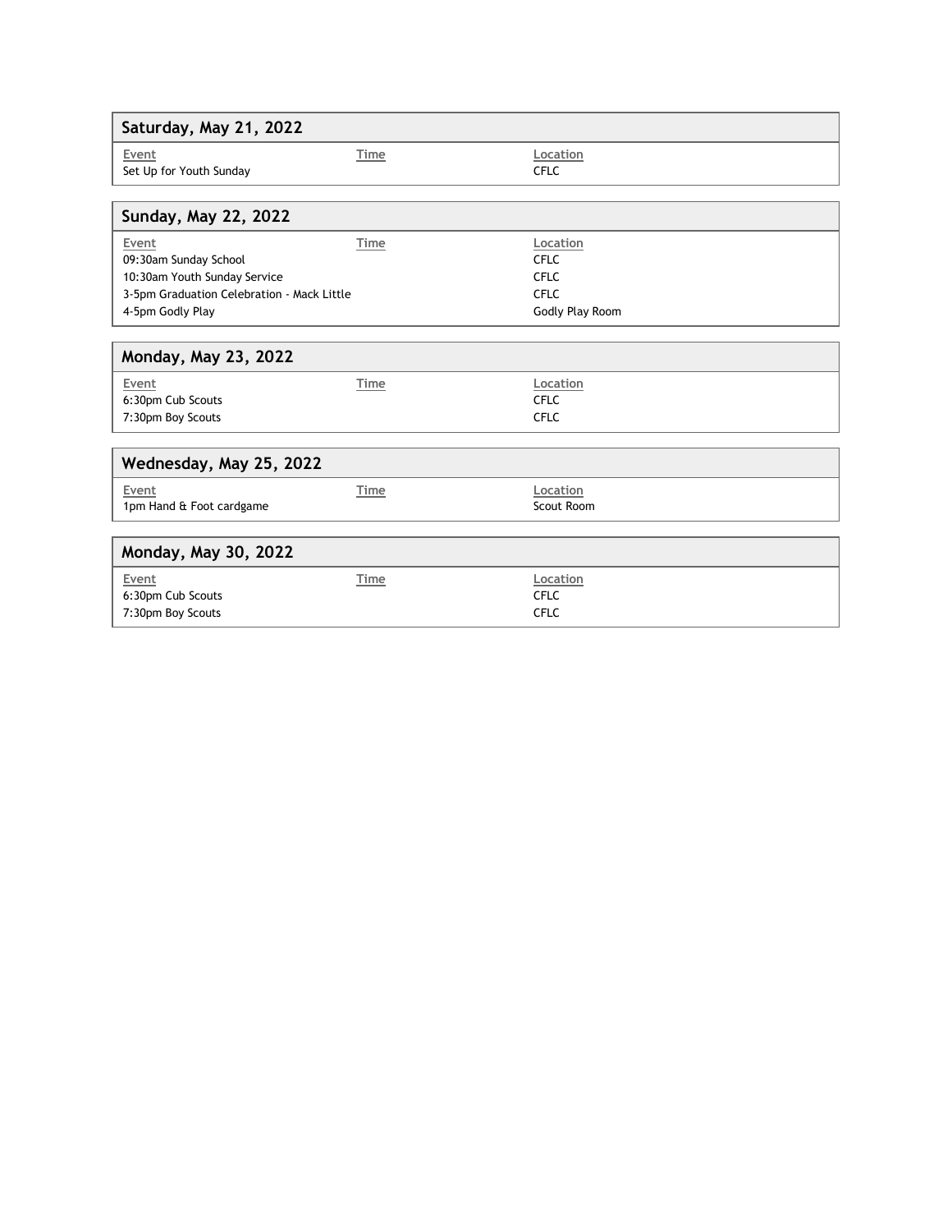## Saturday, May 21, 2022

| Event | Time | Location |
|---|---|---|
| Set Up for Youth Sunday | | CFLC |

## Sunday, May 22, 2022

| Event | Time | Location |
|---|---|---|
| 09:30am Sunday School | | CFLC |
| 10:30am Youth Sunday Service | | CFLC |
| 3-5pm Graduation Celebration - Mack Little | | CFLC |
| 4-5pm Godly Play | | Godly Play Room |

## Monday, May 23, 2022

| Event | Time | Location |
|---|---|---|
| 6:30pm Cub Scouts | | CFLC |
| 7:30pm Boy Scouts | | CFLC |

## Wednesday, May 25, 2022

| Event | Time | Location |
|---|---|---|
| 1pm Hand & Foot cardgame | | Scout Room |

## Monday, May 30, 2022

| Event | Time | Location |
|---|---|---|
| 6:30pm Cub Scouts | | CFLC |
| 7:30pm Boy Scouts | | CFLC |